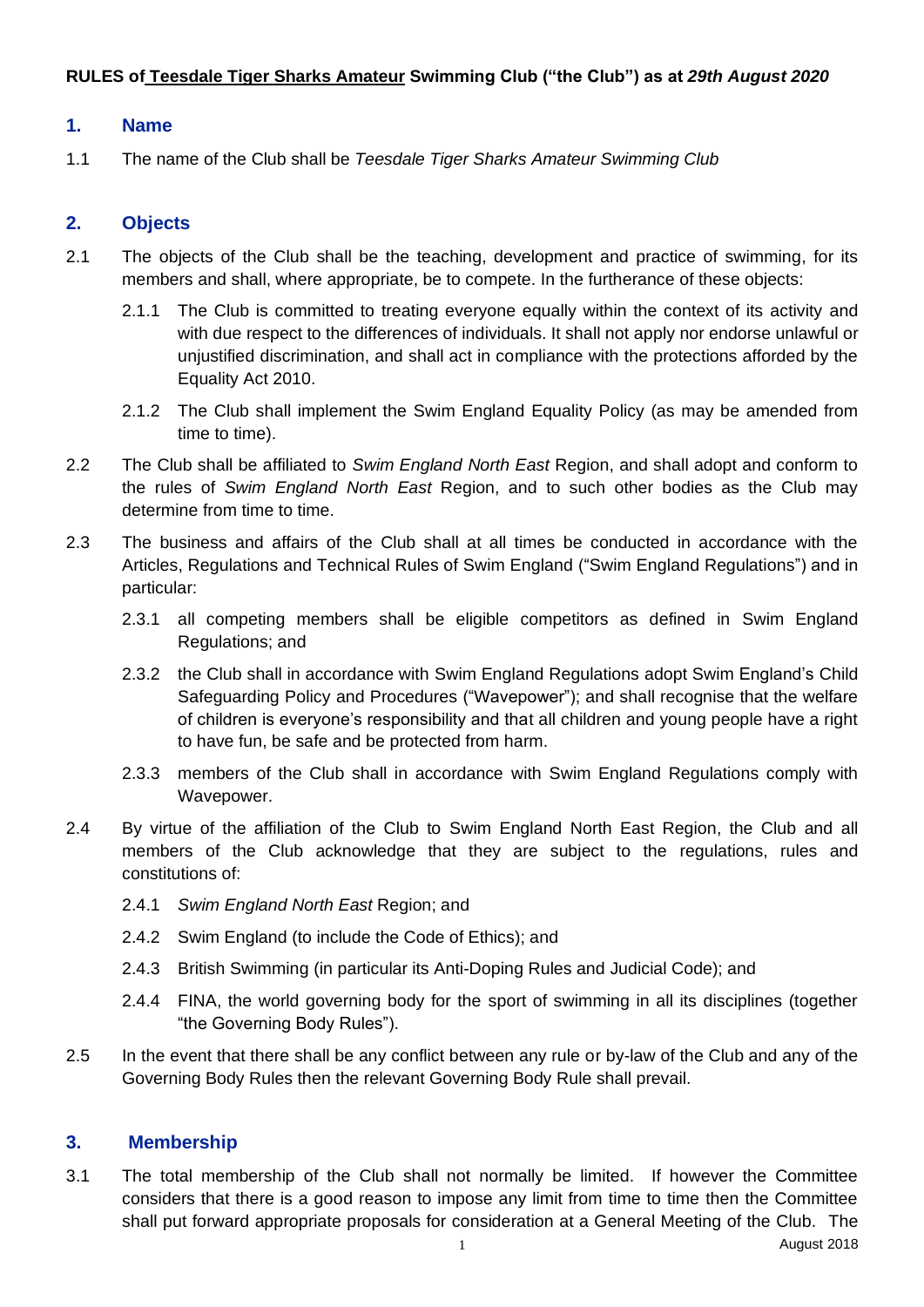**RULES of Teesdale Tiger Sharks Amateur Swimming Club ("the Club") as at *29th August 2020***

## 1. Name

1.1 The name of the Club shall be *Teesdale Tiger Sharks Amateur Swimming Club*

## 2. Objects

2.1 The objects of the Club shall be the teaching, development and practice of swimming, for its members and shall, where appropriate, be to compete. In the furtherance of these objects:

2.1.1 The Club is committed to treating everyone equally within the context of its activity and with due respect to the differences of individuals. It shall not apply nor endorse unlawful or unjustified discrimination, and shall act in compliance with the protections afforded by the Equality Act 2010.

2.1.2 The Club shall implement the Swim England Equality Policy (as may be amended from time to time).

2.2 The Club shall be affiliated to *Swim England North East* Region, and shall adopt and conform to the rules of *Swim England North East* Region, and to such other bodies as the Club may determine from time to time.

2.3 The business and affairs of the Club shall at all times be conducted in accordance with the Articles, Regulations and Technical Rules of Swim England ("Swim England Regulations") and in particular:

2.3.1 all competing members shall be eligible competitors as defined in Swim England Regulations; and

2.3.2 the Club shall in accordance with Swim England Regulations adopt Swim England's Child Safeguarding Policy and Procedures ("Wavepower"); and shall recognise that the welfare of children is everyone's responsibility and that all children and young people have a right to have fun, be safe and be protected from harm.

2.3.3 members of the Club shall in accordance with Swim England Regulations comply with Wavepower.

2.4 By virtue of the affiliation of the Club to Swim England North East Region, the Club and all members of the Club acknowledge that they are subject to the regulations, rules and constitutions of:

2.4.1 *Swim England North East* Region; and

2.4.2 Swim England (to include the Code of Ethics); and

2.4.3 British Swimming (in particular its Anti-Doping Rules and Judicial Code); and

2.4.4 FINA, the world governing body for the sport of swimming in all its disciplines (together "the Governing Body Rules").

2.5 In the event that there shall be any conflict between any rule or by-law of the Club and any of the Governing Body Rules then the relevant Governing Body Rule shall prevail.

## 3. Membership

3.1 The total membership of the Club shall not normally be limited. If however the Committee considers that there is a good reason to impose any limit from time to time then the Committee shall put forward appropriate proposals for consideration at a General Meeting of the Club. The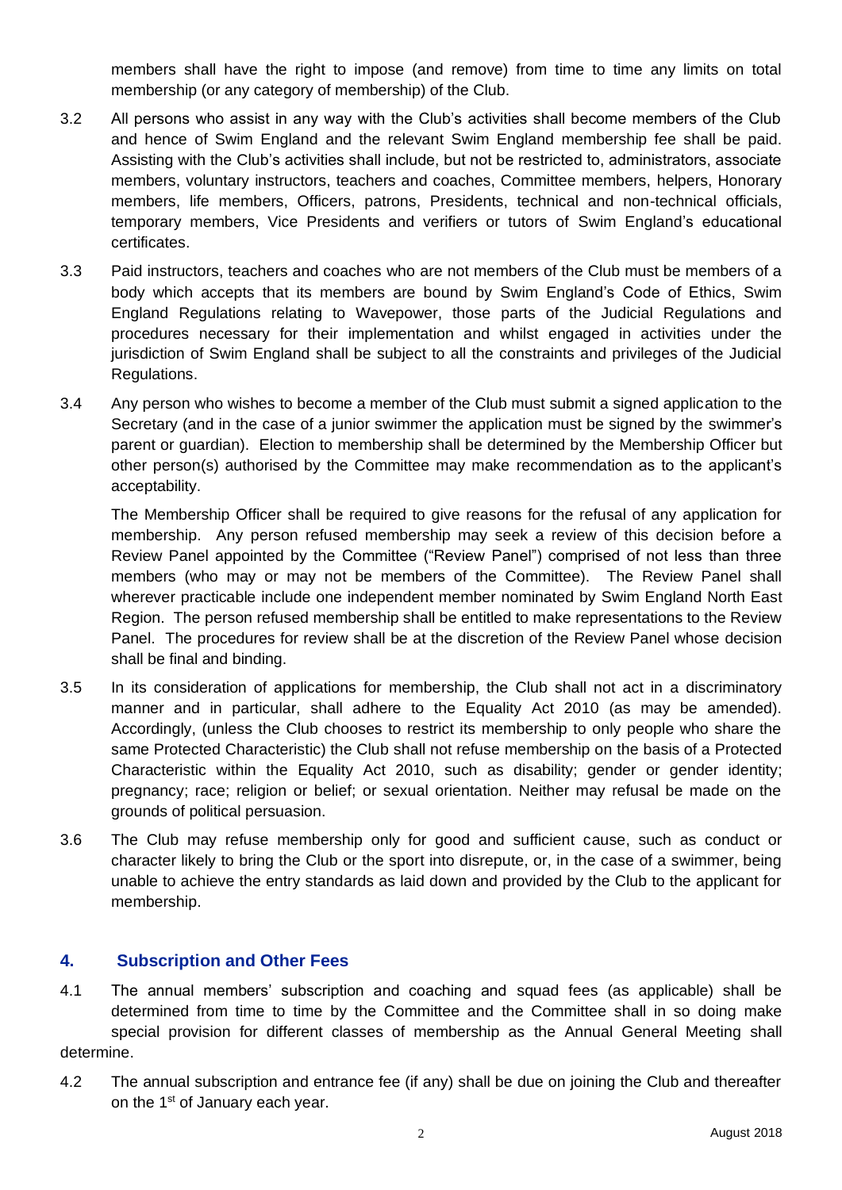members shall have the right to impose (and remove) from time to time any limits on total membership (or any category of membership) of the Club.

3.2 All persons who assist in any way with the Club's activities shall become members of the Club and hence of Swim England and the relevant Swim England membership fee shall be paid. Assisting with the Club's activities shall include, but not be restricted to, administrators, associate members, voluntary instructors, teachers and coaches, Committee members, helpers, Honorary members, life members, Officers, patrons, Presidents, technical and non-technical officials, temporary members, Vice Presidents and verifiers or tutors of Swim England's educational certificates.

3.3 Paid instructors, teachers and coaches who are not members of the Club must be members of a body which accepts that its members are bound by Swim England's Code of Ethics, Swim England Regulations relating to Wavepower, those parts of the Judicial Regulations and procedures necessary for their implementation and whilst engaged in activities under the jurisdiction of Swim England shall be subject to all the constraints and privileges of the Judicial Regulations.

3.4 Any person who wishes to become a member of the Club must submit a signed application to the Secretary (and in the case of a junior swimmer the application must be signed by the swimmer's parent or guardian). Election to membership shall be determined by the Membership Officer but other person(s) authorised by the Committee may make recommendation as to the applicant's acceptability.

The Membership Officer shall be required to give reasons for the refusal of any application for membership. Any person refused membership may seek a review of this decision before a Review Panel appointed by the Committee ("Review Panel") comprised of not less than three members (who may or may not be members of the Committee). The Review Panel shall wherever practicable include one independent member nominated by Swim England North East Region. The person refused membership shall be entitled to make representations to the Review Panel. The procedures for review shall be at the discretion of the Review Panel whose decision shall be final and binding.

3.5 In its consideration of applications for membership, the Club shall not act in a discriminatory manner and in particular, shall adhere to the Equality Act 2010 (as may be amended). Accordingly, (unless the Club chooses to restrict its membership to only people who share the same Protected Characteristic) the Club shall not refuse membership on the basis of a Protected Characteristic within the Equality Act 2010, such as disability; gender or gender identity; pregnancy; race; religion or belief; or sexual orientation. Neither may refusal be made on the grounds of political persuasion.

3.6 The Club may refuse membership only for good and sufficient cause, such as conduct or character likely to bring the Club or the sport into disrepute, or, in the case of a swimmer, being unable to achieve the entry standards as laid down and provided by the Club to the applicant for membership.

## 4. Subscription and Other Fees

4.1 The annual members' subscription and coaching and squad fees (as applicable) shall be determined from time to time by the Committee and the Committee shall in so doing make special provision for different classes of membership as the Annual General Meeting shall determine.

4.2 The annual subscription and entrance fee (if any) shall be due on joining the Club and thereafter on the 1st of January each year.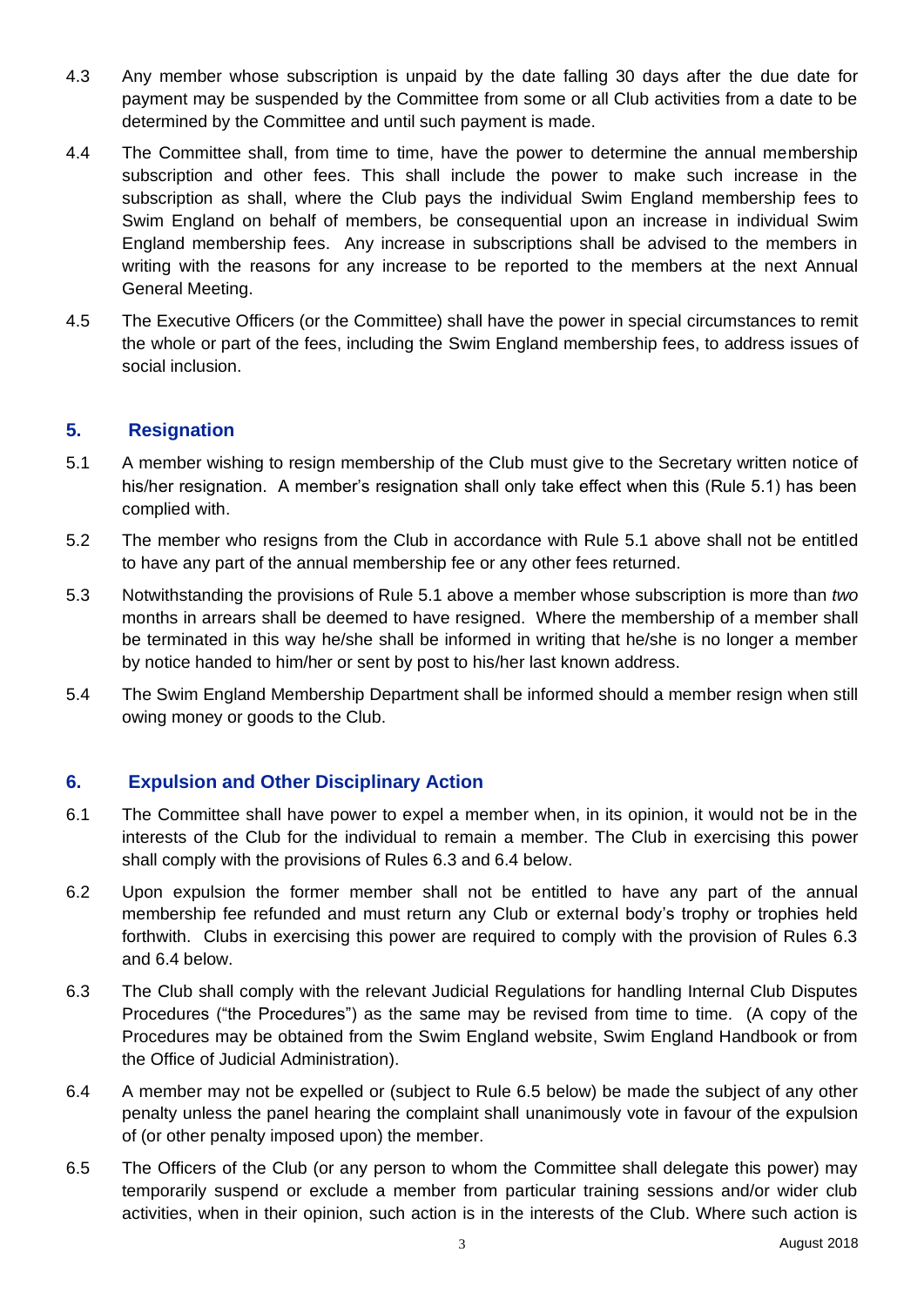4.3 Any member whose subscription is unpaid by the date falling 30 days after the due date for payment may be suspended by the Committee from some or all Club activities from a date to be determined by the Committee and until such payment is made.

4.4 The Committee shall, from time to time, have the power to determine the annual membership subscription and other fees. This shall include the power to make such increase in the subscription as shall, where the Club pays the individual Swim England membership fees to Swim England on behalf of members, be consequential upon an increase in individual Swim England membership fees. Any increase in subscriptions shall be advised to the members in writing with the reasons for any increase to be reported to the members at the next Annual General Meeting.

4.5 The Executive Officers (or the Committee) shall have the power in special circumstances to remit the whole or part of the fees, including the Swim England membership fees, to address issues of social inclusion.

## 5. Resignation

5.1 A member wishing to resign membership of the Club must give to the Secretary written notice of his/her resignation. A member's resignation shall only take effect when this (Rule 5.1) has been complied with.

5.2 The member who resigns from the Club in accordance with Rule 5.1 above shall not be entitled to have any part of the annual membership fee or any other fees returned.

5.3 Notwithstanding the provisions of Rule 5.1 above a member whose subscription is more than *two* months in arrears shall be deemed to have resigned. Where the membership of a member shall be terminated in this way he/she shall be informed in writing that he/she is no longer a member by notice handed to him/her or sent by post to his/her last known address.

5.4 The Swim England Membership Department shall be informed should a member resign when still owing money or goods to the Club.

## 6. Expulsion and Other Disciplinary Action

6.1 The Committee shall have power to expel a member when, in its opinion, it would not be in the interests of the Club for the individual to remain a member. The Club in exercising this power shall comply with the provisions of Rules 6.3 and 6.4 below.

6.2 Upon expulsion the former member shall not be entitled to have any part of the annual membership fee refunded and must return any Club or external body's trophy or trophies held forthwith. Clubs in exercising this power are required to comply with the provision of Rules 6.3 and 6.4 below.

6.3 The Club shall comply with the relevant Judicial Regulations for handling Internal Club Disputes Procedures ("the Procedures") as the same may be revised from time to time. (A copy of the Procedures may be obtained from the Swim England website, Swim England Handbook or from the Office of Judicial Administration).

6.4 A member may not be expelled or (subject to Rule 6.5 below) be made the subject of any other penalty unless the panel hearing the complaint shall unanimously vote in favour of the expulsion of (or other penalty imposed upon) the member.

6.5 The Officers of the Club (or any person to whom the Committee shall delegate this power) may temporarily suspend or exclude a member from particular training sessions and/or wider club activities, when in their opinion, such action is in the interests of the Club. Where such action is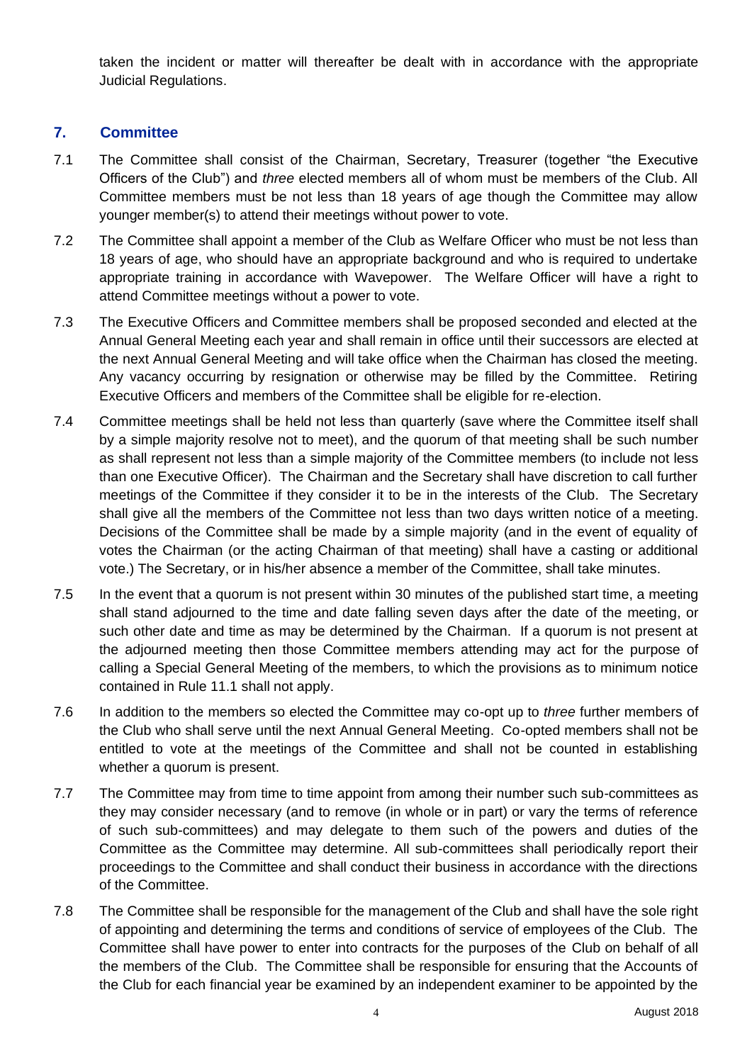taken the incident or matter will thereafter be dealt with in accordance with the appropriate Judicial Regulations.

## 7. Committee

7.1 The Committee shall consist of the Chairman, Secretary, Treasurer (together "the Executive Officers of the Club") and *three* elected members all of whom must be members of the Club. All Committee members must be not less than 18 years of age though the Committee may allow younger member(s) to attend their meetings without power to vote.

7.2 The Committee shall appoint a member of the Club as Welfare Officer who must be not less than 18 years of age, who should have an appropriate background and who is required to undertake appropriate training in accordance with Wavepower. The Welfare Officer will have a right to attend Committee meetings without a power to vote.

7.3 The Executive Officers and Committee members shall be proposed seconded and elected at the Annual General Meeting each year and shall remain in office until their successors are elected at the next Annual General Meeting and will take office when the Chairman has closed the meeting. Any vacancy occurring by resignation or otherwise may be filled by the Committee. Retiring Executive Officers and members of the Committee shall be eligible for re-election.

7.4 Committee meetings shall be held not less than quarterly (save where the Committee itself shall by a simple majority resolve not to meet), and the quorum of that meeting shall be such number as shall represent not less than a simple majority of the Committee members (to include not less than one Executive Officer). The Chairman and the Secretary shall have discretion to call further meetings of the Committee if they consider it to be in the interests of the Club. The Secretary shall give all the members of the Committee not less than two days written notice of a meeting. Decisions of the Committee shall be made by a simple majority (and in the event of equality of votes the Chairman (or the acting Chairman of that meeting) shall have a casting or additional vote.) The Secretary, or in his/her absence a member of the Committee, shall take minutes.

7.5 In the event that a quorum is not present within 30 minutes of the published start time, a meeting shall stand adjourned to the time and date falling seven days after the date of the meeting, or such other date and time as may be determined by the Chairman. If a quorum is not present at the adjourned meeting then those Committee members attending may act for the purpose of calling a Special General Meeting of the members, to which the provisions as to minimum notice contained in Rule 11.1 shall not apply.

7.6 In addition to the members so elected the Committee may co-opt up to *three* further members of the Club who shall serve until the next Annual General Meeting. Co-opted members shall not be entitled to vote at the meetings of the Committee and shall not be counted in establishing whether a quorum is present.

7.7 The Committee may from time to time appoint from among their number such sub-committees as they may consider necessary (and to remove (in whole or in part) or vary the terms of reference of such sub-committees) and may delegate to them such of the powers and duties of the Committee as the Committee may determine. All sub-committees shall periodically report their proceedings to the Committee and shall conduct their business in accordance with the directions of the Committee.

7.8 The Committee shall be responsible for the management of the Club and shall have the sole right of appointing and determining the terms and conditions of service of employees of the Club. The Committee shall have power to enter into contracts for the purposes of the Club on behalf of all the members of the Club. The Committee shall be responsible for ensuring that the Accounts of the Club for each financial year be examined by an independent examiner to be appointed by the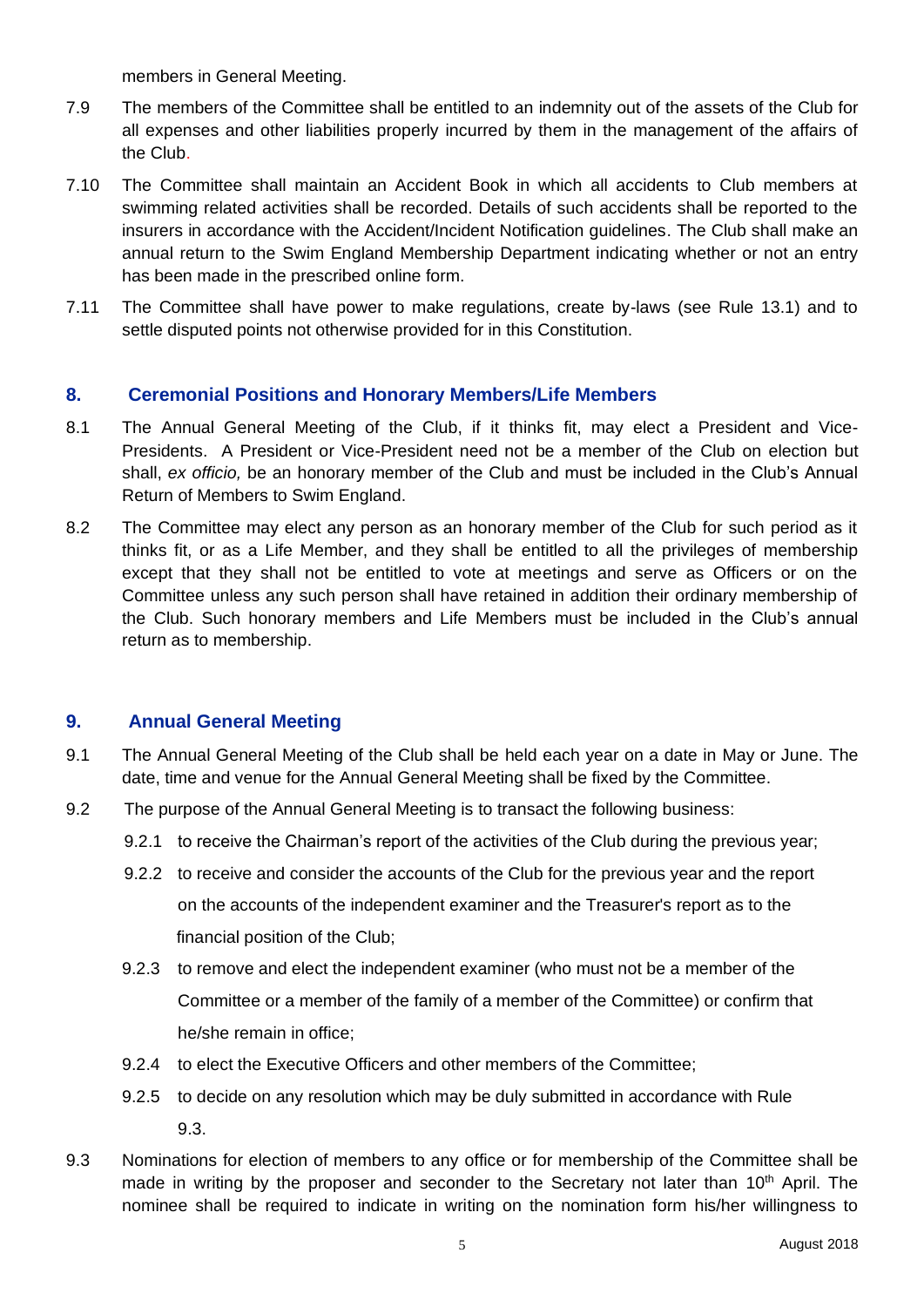members in General Meeting.

7.9 The members of the Committee shall be entitled to an indemnity out of the assets of the Club for all expenses and other liabilities properly incurred by them in the management of the affairs of the Club.

7.10 The Committee shall maintain an Accident Book in which all accidents to Club members at swimming related activities shall be recorded. Details of such accidents shall be reported to the insurers in accordance with the Accident/Incident Notification guidelines. The Club shall make an annual return to the Swim England Membership Department indicating whether or not an entry has been made in the prescribed online form.

7.11 The Committee shall have power to make regulations, create by-laws (see Rule 13.1) and to settle disputed points not otherwise provided for in this Constitution.

## 8. Ceremonial Positions and Honorary Members/Life Members

8.1 The Annual General Meeting of the Club, if it thinks fit, may elect a President and Vice-Presidents. A President or Vice-President need not be a member of the Club on election but shall, *ex officio,* be an honorary member of the Club and must be included in the Club's Annual Return of Members to Swim England.

8.2 The Committee may elect any person as an honorary member of the Club for such period as it thinks fit, or as a Life Member, and they shall be entitled to all the privileges of membership except that they shall not be entitled to vote at meetings and serve as Officers or on the Committee unless any such person shall have retained in addition their ordinary membership of the Club. Such honorary members and Life Members must be included in the Club's annual return as to membership.

## 9. Annual General Meeting

9.1 The Annual General Meeting of the Club shall be held each year on a date in May or June. The date, time and venue for the Annual General Meeting shall be fixed by the Committee.

9.2 The purpose of the Annual General Meeting is to transact the following business:

9.2.1 to receive the Chairman's report of the activities of the Club during the previous year;

9.2.2 to receive and consider the accounts of the Club for the previous year and the report on the accounts of the independent examiner and the Treasurer's report as to the financial position of the Club;

9.2.3 to remove and elect the independent examiner (who must not be a member of the Committee or a member of the family of a member of the Committee) or confirm that he/she remain in office;

9.2.4 to elect the Executive Officers and other members of the Committee;

9.2.5 to decide on any resolution which may be duly submitted in accordance with Rule 9.3.

9.3 Nominations for election of members to any office or for membership of the Committee shall be made in writing by the proposer and seconder to the Secretary not later than 10th April. The nominee shall be required to indicate in writing on the nomination form his/her willingness to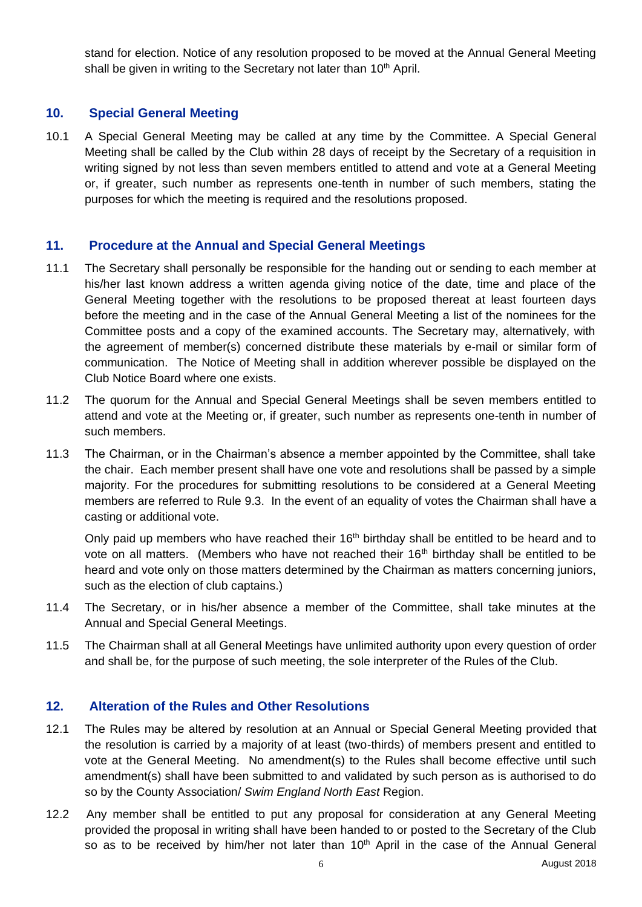stand for election. Notice of any resolution proposed to be moved at the Annual General Meeting shall be given in writing to the Secretary not later than 10th April.

## 10. Special General Meeting

10.1 A Special General Meeting may be called at any time by the Committee. A Special General Meeting shall be called by the Club within 28 days of receipt by the Secretary of a requisition in writing signed by not less than seven members entitled to attend and vote at a General Meeting or, if greater, such number as represents one-tenth in number of such members, stating the purposes for which the meeting is required and the resolutions proposed.

## 11. Procedure at the Annual and Special General Meetings

11.1 The Secretary shall personally be responsible for the handing out or sending to each member at his/her last known address a written agenda giving notice of the date, time and place of the General Meeting together with the resolutions to be proposed thereat at least fourteen days before the meeting and in the case of the Annual General Meeting a list of the nominees for the Committee posts and a copy of the examined accounts. The Secretary may, alternatively, with the agreement of member(s) concerned distribute these materials by e-mail or similar form of communication. The Notice of Meeting shall in addition wherever possible be displayed on the Club Notice Board where one exists.

11.2 The quorum for the Annual and Special General Meetings shall be seven members entitled to attend and vote at the Meeting or, if greater, such number as represents one-tenth in number of such members.

11.3 The Chairman, or in the Chairman's absence a member appointed by the Committee, shall take the chair. Each member present shall have one vote and resolutions shall be passed by a simple majority. For the procedures for submitting resolutions to be considered at a General Meeting members are referred to Rule 9.3. In the event of an equality of votes the Chairman shall have a casting or additional vote.

Only paid up members who have reached their 16th birthday shall be entitled to be heard and to vote on all matters. (Members who have not reached their 16th birthday shall be entitled to be heard and vote only on those matters determined by the Chairman as matters concerning juniors, such as the election of club captains.)

11.4 The Secretary, or in his/her absence a member of the Committee, shall take minutes at the Annual and Special General Meetings.

11.5 The Chairman shall at all General Meetings have unlimited authority upon every question of order and shall be, for the purpose of such meeting, the sole interpreter of the Rules of the Club.

## 12. Alteration of the Rules and Other Resolutions

12.1 The Rules may be altered by resolution at an Annual or Special General Meeting provided that the resolution is carried by a majority of at least (two-thirds) of members present and entitled to vote at the General Meeting. No amendment(s) to the Rules shall become effective until such amendment(s) shall have been submitted to and validated by such person as is authorised to do so by the County Association/ *Swim England North East* Region.

12.2 Any member shall be entitled to put any proposal for consideration at any General Meeting provided the proposal in writing shall have been handed to or posted to the Secretary of the Club so as to be received by him/her not later than 10th April in the case of the Annual General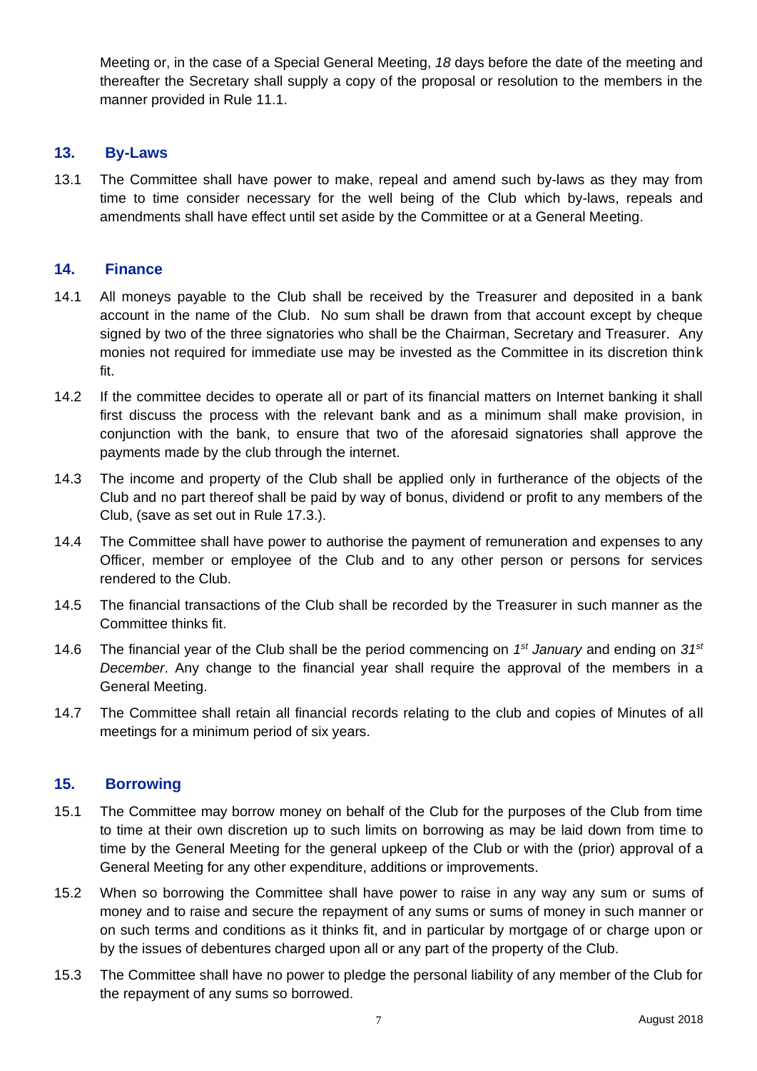Meeting or, in the case of a Special General Meeting, *18* days before the date of the meeting and thereafter the Secretary shall supply a copy of the proposal or resolution to the members in the manner provided in Rule 11.1.

## 13. By-Laws

13.1 The Committee shall have power to make, repeal and amend such by-laws as they may from time to time consider necessary for the well being of the Club which by-laws, repeals and amendments shall have effect until set aside by the Committee or at a General Meeting.

## 14. Finance

14.1 All moneys payable to the Club shall be received by the Treasurer and deposited in a bank account in the name of the Club. No sum shall be drawn from that account except by cheque signed by two of the three signatories who shall be the Chairman, Secretary and Treasurer. Any monies not required for immediate use may be invested as the Committee in its discretion think fit.

14.2 If the committee decides to operate all or part of its financial matters on Internet banking it shall first discuss the process with the relevant bank and as a minimum shall make provision, in conjunction with the bank, to ensure that two of the aforesaid signatories shall approve the payments made by the club through the internet.

14.3 The income and property of the Club shall be applied only in furtherance of the objects of the Club and no part thereof shall be paid by way of bonus, dividend or profit to any members of the Club, (save as set out in Rule 17.3.).

14.4 The Committee shall have power to authorise the payment of remuneration and expenses to any Officer, member or employee of the Club and to any other person or persons for services rendered to the Club.

14.5 The financial transactions of the Club shall be recorded by the Treasurer in such manner as the Committee thinks fit.

14.6 The financial year of the Club shall be the period commencing on *1st January* and ending on *31st December*. Any change to the financial year shall require the approval of the members in a General Meeting.

14.7 The Committee shall retain all financial records relating to the club and copies of Minutes of all meetings for a minimum period of six years.

## 15. Borrowing

15.1 The Committee may borrow money on behalf of the Club for the purposes of the Club from time to time at their own discretion up to such limits on borrowing as may be laid down from time to time by the General Meeting for the general upkeep of the Club or with the (prior) approval of a General Meeting for any other expenditure, additions or improvements.

15.2 When so borrowing the Committee shall have power to raise in any way any sum or sums of money and to raise and secure the repayment of any sums or sums of money in such manner or on such terms and conditions as it thinks fit, and in particular by mortgage of or charge upon or by the issues of debentures charged upon all or any part of the property of the Club.

15.3 The Committee shall have no power to pledge the personal liability of any member of the Club for the repayment of any sums so borrowed.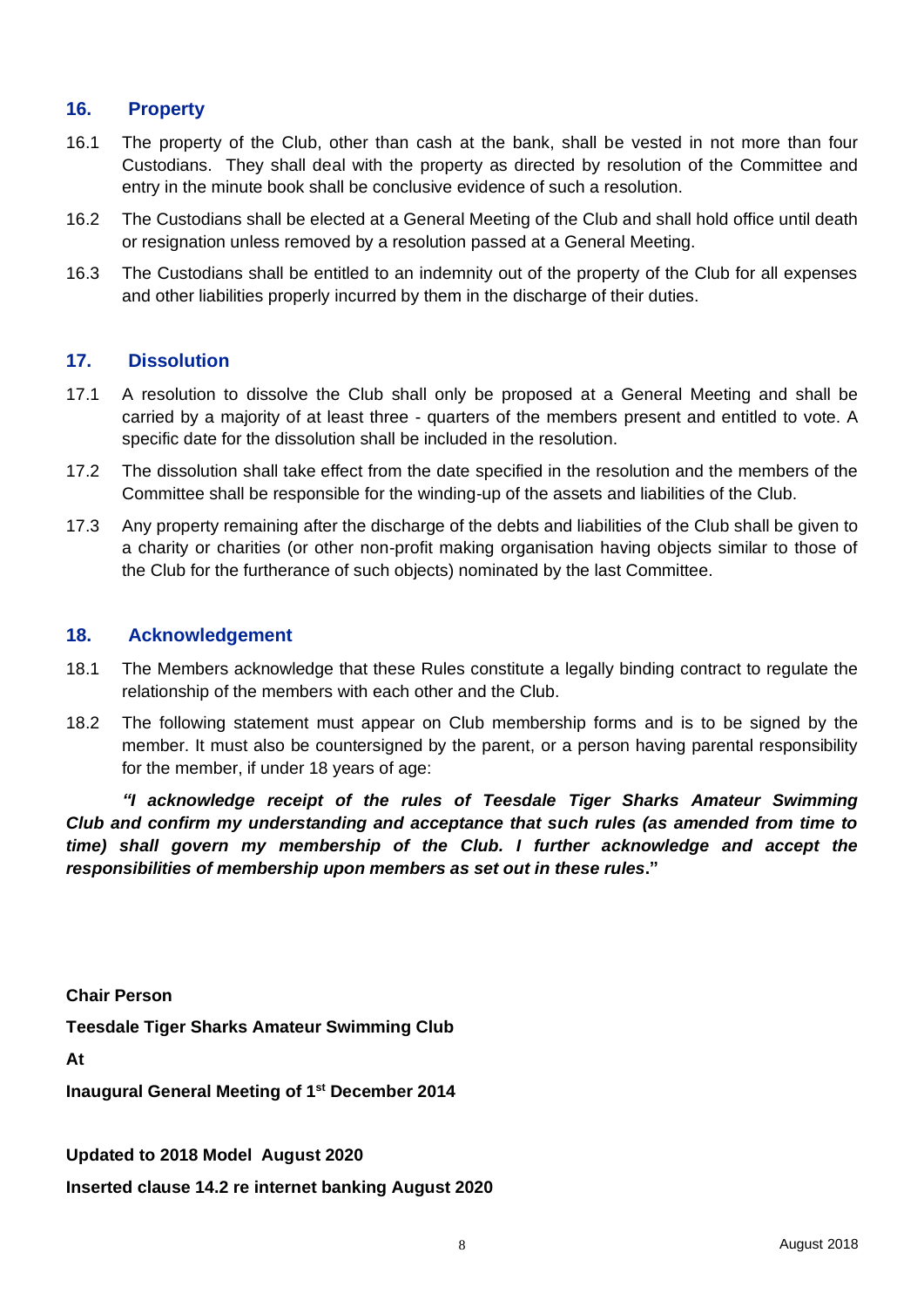## 16. Property

16.1 The property of the Club, other than cash at the bank, shall be vested in not more than four Custodians. They shall deal with the property as directed by resolution of the Committee and entry in the minute book shall be conclusive evidence of such a resolution.

16.2 The Custodians shall be elected at a General Meeting of the Club and shall hold office until death or resignation unless removed by a resolution passed at a General Meeting.

16.3 The Custodians shall be entitled to an indemnity out of the property of the Club for all expenses and other liabilities properly incurred by them in the discharge of their duties.

## 17. Dissolution

17.1 A resolution to dissolve the Club shall only be proposed at a General Meeting and shall be carried by a majority of at least three - quarters of the members present and entitled to vote. A specific date for the dissolution shall be included in the resolution.

17.2 The dissolution shall take effect from the date specified in the resolution and the members of the Committee shall be responsible for the winding-up of the assets and liabilities of the Club.

17.3 Any property remaining after the discharge of the debts and liabilities of the Club shall be given to a charity or charities (or other non-profit making organisation having objects similar to those of the Club for the furtherance of such objects) nominated by the last Committee.

## 18. Acknowledgement

18.1 The Members acknowledge that these Rules constitute a legally binding contract to regulate the relationship of the members with each other and the Club.

18.2 The following statement must appear on Club membership forms and is to be signed by the member. It must also be countersigned by the parent, or a person having parental responsibility for the member, if under 18 years of age:

***"I acknowledge receipt of the rules of Teesdale Tiger Sharks Amateur Swimming Club and confirm my understanding and acceptance that such rules (as amended from time to time) shall govern my membership of the Club. I further acknowledge and accept the responsibilities of membership upon members as set out in these rules*."**

**Chair Person**

**Teesdale Tiger Sharks Amateur Swimming Club**

**At**

**Inaugural General Meeting of 1st December 2014**

**Updated to 2018 Model August 2020**

**Inserted clause 14.2 re internet banking August 2020**